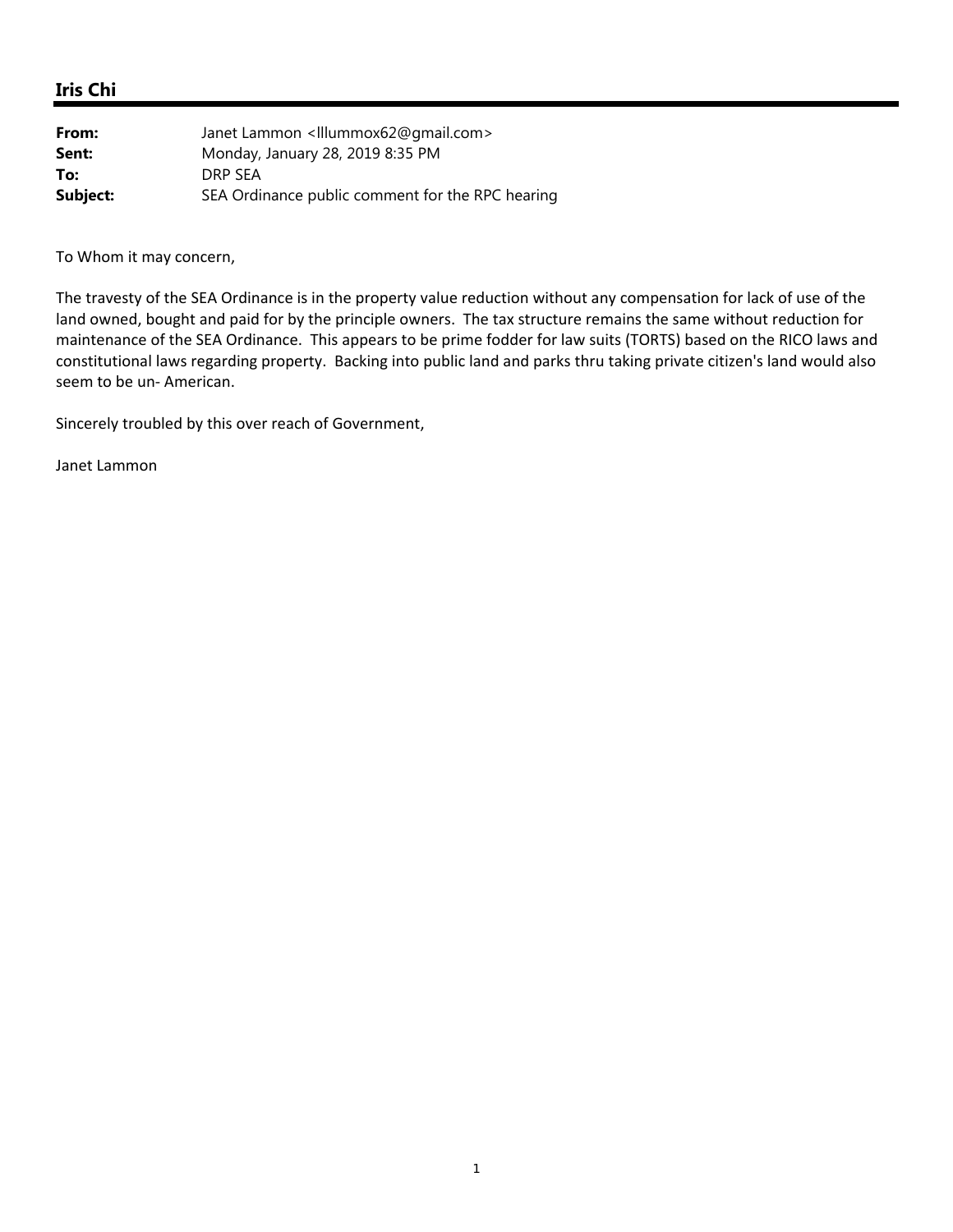## Iris Chi

| | |
|---|---|
| **From:** | Janet Lammon <lllummox62@gmail.com> |
| **Sent:** | Monday, January 28, 2019 8:35 PM |
| **To:** | DRP SEA |
| **Subject:** | SEA Ordinance public comment for the RPC hearing |

To Whom it may concern,

The travesty of the SEA Ordinance is in the property value reduction without any compensation for lack of use of the land owned, bought and paid for by the principle owners. The tax structure remains the same without reduction for maintenance of the SEA Ordinance. This appears to be prime fodder for law suits (TORTS) based on the RICO laws and constitutional laws regarding property. Backing into public land and parks thru taking private citizen's land would also seem to be un- American.

Sincerely troubled by this over reach of Government,

Janet Lammon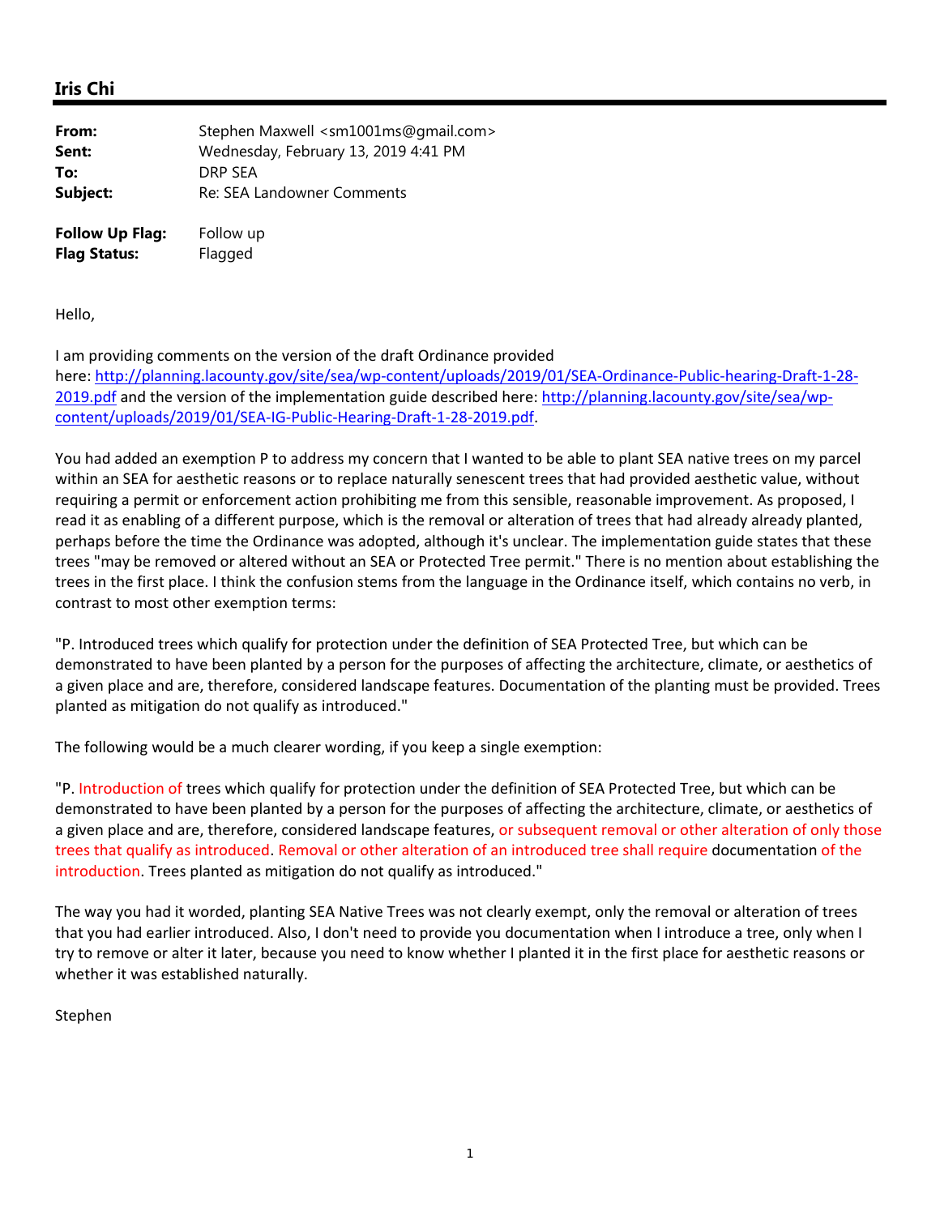# Iris Chi

**From:** Stephen Maxwell <sm1001ms@gmail.com>
**Sent:** Wednesday, February 13, 2019 4:41 PM
**To:** DRP SEA
**Subject:** Re: SEA Landowner Comments

**Follow Up Flag:** Follow up
**Flag Status:** Flagged

Hello,

I am providing comments on the version of the draft Ordinance provided here: http://planning.lacounty.gov/site/sea/wp-content/uploads/2019/01/SEA-Ordinance-Public-hearing-Draft-1-28-2019.pdf and the version of the implementation guide described here: http://planning.lacounty.gov/site/sea/wp-content/uploads/2019/01/SEA-IG-Public-Hearing-Draft-1-28-2019.pdf.

You had added an exemption P to address my concern that I wanted to be able to plant SEA native trees on my parcel within an SEA for aesthetic reasons or to replace naturally senescent trees that had provided aesthetic value, without requiring a permit or enforcement action prohibiting me from this sensible, reasonable improvement. As proposed, I read it as enabling of a different purpose, which is the removal or alteration of trees that had already already planted, perhaps before the time the Ordinance was adopted, although it's unclear. The implementation guide states that these trees "may be removed or altered without an SEA or Protected Tree permit." There is no mention about establishing the trees in the first place. I think the confusion stems from the language in the Ordinance itself, which contains no verb, in contrast to most other exemption terms:

"P. Introduced trees which qualify for protection under the definition of SEA Protected Tree, but which can be demonstrated to have been planted by a person for the purposes of affecting the architecture, climate, or aesthetics of a given place and are, therefore, considered landscape features. Documentation of the planting must be provided. Trees planted as mitigation do not qualify as introduced."

The following would be a much clearer wording, if you keep a single exemption:

"P. Introduction of trees which qualify for protection under the definition of SEA Protected Tree, but which can be demonstrated to have been planted by a person for the purposes of affecting the architecture, climate, or aesthetics of a given place and are, therefore, considered landscape features, or subsequent removal or other alteration of only those trees that qualify as introduced. Removal or other alteration of an introduced tree shall require documentation of the introduction. Trees planted as mitigation do not qualify as introduced."

The way you had it worded, planting SEA Native Trees was not clearly exempt, only the removal or alteration of trees that you had earlier introduced. Also, I don't need to provide you documentation when I introduce a tree, only when I try to remove or alter it later, because you need to know whether I planted it in the first place for aesthetic reasons or whether it was established naturally.

Stephen